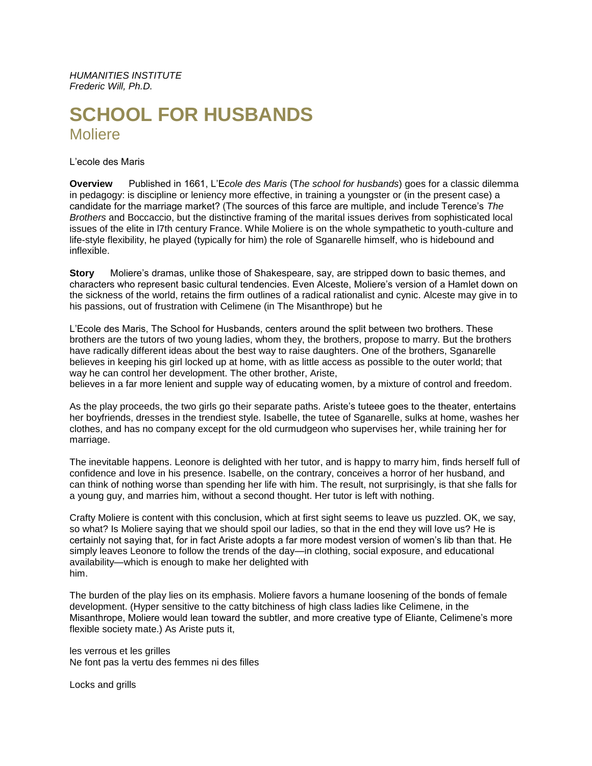*HUMANITIES INSTITUTE*
*Frederic Will, Ph.D.*

# SCHOOL FOR HUSBANDS

## Moliere

L'ecole des Maris

**Overview** Published in 1661, L'E*cole des Maris* (T*he school for husbands*) goes for a classic dilemma in pedagogy: is discipline or leniency more effective, in training a youngster or (in the present case) a candidate for the marriage market? (The sources of this farce are multiple, and include Terence's *The Brothers* and Boccaccio, but the distinctive framing of the marital issues derives from sophisticated local issues of the elite in l7th century France. While Moliere is on the whole sympathetic to youth-culture and life-style flexibility, he played (typically for him) the role of Sganarelle himself, who is hidebound and inflexible.

**Story** Moliere's dramas, unlike those of Shakespeare, say, are stripped down to basic themes, and characters who represent basic cultural tendencies. Even Alceste, Moliere's version of a Hamlet down on the sickness of the world, retains the firm outlines of a radical rationalist and cynic. Alceste may give in to his passions, out of frustration with Celimene (in The Misanthrope) but he

L'Ecole des Maris, The School for Husbands, centers around the split between two brothers. These brothers are the tutors of two young ladies, whom they, the brothers, propose to marry. But the brothers have radically different ideas about the best way to raise daughters. One of the brothers, Sganarelle believes in keeping his girl locked up at home, with as little access as possible to the outer world; that way he can control her development. The other brother, Ariste,
believes in a far more lenient and supple way of educating women, by a mixture of control and freedom.

As the play proceeds, the two girls go their separate paths. Ariste's tuteee goes to the theater, entertains her boyfriends, dresses in the trendiest style. Isabelle, the tutee of Sganarelle, sulks at home, washes her clothes, and has no company except for the old curmudgeon who supervises her, while training her for marriage.

The inevitable happens. Leonore is delighted with her tutor, and is happy to marry him, finds herself full of confidence and love in his presence. Isabelle, on the contrary, conceives a horror of her husband, and can think of nothing worse than spending her life with him. The result, not surprisingly, is that she falls for a young guy, and marries him, without a second thought. Her tutor is left with nothing.

Crafty Moliere is content with this conclusion, which at first sight seems to leave us puzzled. OK, we say, so what? Is Moliere saying that we should spoil our ladies, so that in the end they will love us? He is certainly not saying that, for in fact Ariste adopts a far more modest version of women's lib than that. He simply leaves Leonore to follow the trends of the day—in clothing, social exposure, and educational availability—which is enough to make her delighted with
him.

The burden of the play lies on its emphasis. Moliere favors a humane loosening of the bonds of female development. (Hyper sensitive to the catty bitchiness of high class ladies like Celimene, in the Misanthrope, Moliere would lean toward the subtler, and more creative type of Eliante, Celimene's more flexible society mate.) As Ariste puts it,

les verrous et les grilles
Ne font pas la vertu des femmes ni des filles

Locks and grills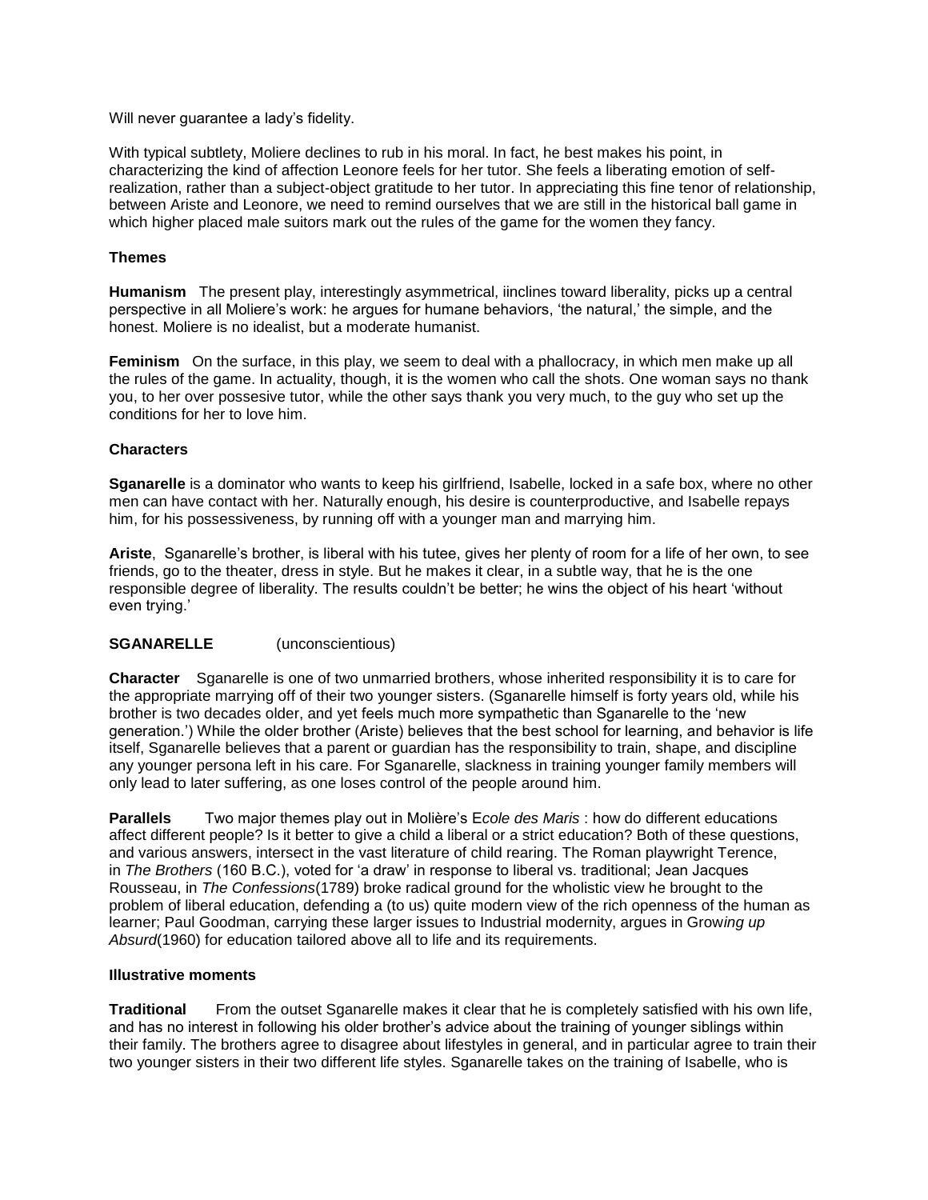Will never guarantee a lady's fidelity.

With typical subtlety, Moliere declines to rub in his moral. In fact, he best makes his point, in characterizing the kind of affection Leonore feels for her tutor. She feels a liberating emotion of self-realization, rather than a subject-object gratitude to her tutor. In appreciating this fine tenor of relationship, between Ariste and Leonore, we need to remind ourselves that we are still in the historical ball game in which higher placed male suitors mark out the rules of the game for the women they fancy.

**Themes**

**Humanism** The present play, interestingly asymmetrical, iinclines toward liberality, picks up a central perspective in all Moliere's work: he argues for humane behaviors, 'the natural,' the simple, and the honest. Moliere is no idealist, but a moderate humanist.

**Feminism** On the surface, in this play, we seem to deal with a phallocracy, in which men make up all the rules of the game. In actuality, though, it is the women who call the shots. One woman says no thank you, to her over possesive tutor, while the other says thank you very much, to the guy who set up the conditions for her to love him.

**Characters**

**Sganarelle** is a dominator who wants to keep his girlfriend, Isabelle, locked in a safe box, where no other men can have contact with her. Naturally enough, his desire is counterproductive, and Isabelle repays him, for his possessiveness, by running off with a younger man and marrying him.

**Ariste**, Sganarelle's brother, is liberal with his tutee, gives her plenty of room for a life of her own, to see friends, go to the theater, dress in style. But he makes it clear, in a subtle way, that he is the one responsible degree of liberality. The results couldn't be better; he wins the object of his heart 'without even trying.'

**SGANARELLE** (unconscientious)

**Character** Sganarelle is one of two unmarried brothers, whose inherited responsibility it is to care for the appropriate marrying off of their two younger sisters. (Sganarelle himself is forty years old, while his brother is two decades older, and yet feels much more sympathetic than Sganarelle to the 'new generation.') While the older brother (Ariste) believes that the best school for learning, and behavior is life itself, Sganarelle believes that a parent or guardian has the responsibility to train, shape, and discipline any younger persona left in his care. For Sganarelle, slackness in training younger family members will only lead to later suffering, as one loses control of the people around him.

**Parallels** Two major themes play out in Molière's E*cole des Maris* : how do different educations affect different people? Is it better to give a child a liberal or a strict education? Both of these questions, and various answers, intersect in the vast literature of child rearing. The Roman playwright Terence, in *The Brothers* (160 B.C.), voted for 'a draw' in response to liberal vs. traditional; Jean Jacques Rousseau, in *The Confessions*(1789) broke radical ground for the wholistic view he brought to the problem of liberal education, defending a (to us) quite modern view of the rich openness of the human as learner; Paul Goodman, carrying these larger issues to Industrial modernity, argues in Grow*ing up Absurd*(1960) for education tailored above all to life and its requirements.

**Illustrative moments**

**Traditional** From the outset Sganarelle makes it clear that he is completely satisfied with his own life, and has no interest in following his older brother's advice about the training of younger siblings within their family. The brothers agree to disagree about lifestyles in general, and in particular agree to train their two younger sisters in their two different life styles. Sganarelle takes on the training of Isabelle, who is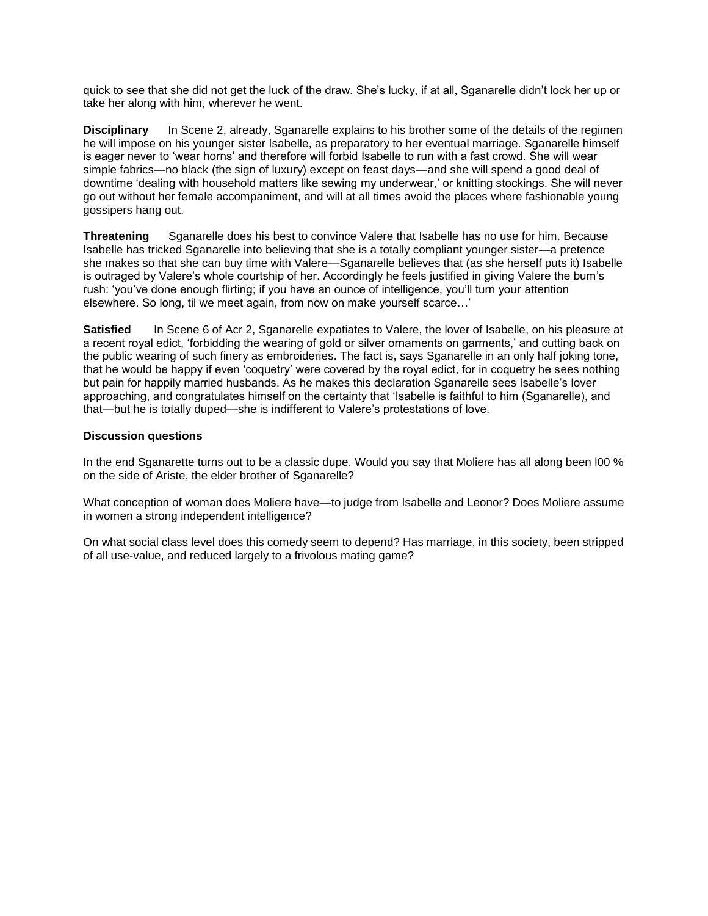quick to see that she did not get the luck of the draw. She's lucky, if at all, Sganarelle didn't lock her up or take her along with him, wherever he went.

**Disciplinary** In Scene 2, already, Sganarelle explains to his brother some of the details of the regimen he will impose on his younger sister Isabelle, as preparatory to her eventual marriage. Sganarelle himself is eager never to 'wear horns' and therefore will forbid Isabelle to run with a fast crowd. She will wear simple fabrics—no black (the sign of luxury) except on feast days—and she will spend a good deal of downtime 'dealing with household matters like sewing my underwear,' or knitting stockings. She will never go out without her female accompaniment, and will at all times avoid the places where fashionable young gossipers hang out.

**Threatening** Sganarelle does his best to convince Valere that Isabelle has no use for him. Because Isabelle has tricked Sganarelle into believing that she is a totally compliant younger sister—a pretence she makes so that she can buy time with Valere—Sganarelle believes that (as she herself puts it) Isabelle is outraged by Valere's whole courtship of her. Accordingly he feels justified in giving Valere the bum's rush: 'you've done enough flirting; if you have an ounce of intelligence, you'll turn your attention elsewhere. So long, til we meet again, from now on make yourself scarce…'

**Satisfied** In Scene 6 of Acr 2, Sganarelle expatiates to Valere, the lover of Isabelle, on his pleasure at a recent royal edict, 'forbidding the wearing of gold or silver ornaments on garments,' and cutting back on the public wearing of such finery as embroideries. The fact is, says Sganarelle in an only half joking tone, that he would be happy if even 'coquetry' were covered by the royal edict, for in coquetry he sees nothing but pain for happily married husbands. As he makes this declaration Sganarelle sees Isabelle's lover approaching, and congratulates himself on the certainty that 'Isabelle is faithful to him (Sganarelle), and that—but he is totally duped—she is indifferent to Valere's protestations of love.

**Discussion questions**

In the end Sganarette turns out to be a classic dupe. Would you say that Moliere has all along been l00 % on the side of Ariste, the elder brother of Sganarelle?

What conception of woman does Moliere have—to judge from Isabelle and Leonor? Does Moliere assume in women a strong independent intelligence?

On what social class level does this comedy seem to depend? Has marriage, in this society, been stripped of all use-value, and reduced largely to a frivolous mating game?